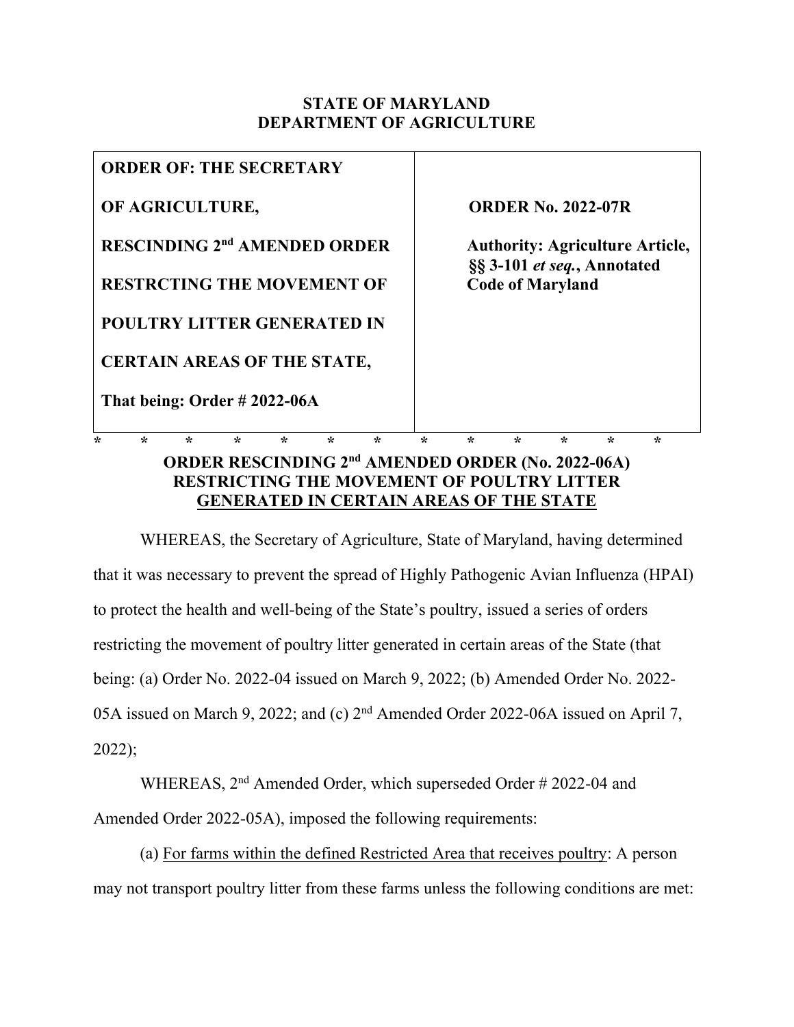**STATE OF MARYLAND**
**DEPARTMENT OF AGRICULTURE**

| **ORDER OF: THE SECRETARY OF AGRICULTURE, RESCINDING 2nd AMENDED ORDER RESTRCTING THE MOVEMENT OF POULTRY LITTER GENERATED IN CERTAIN AREAS OF THE STATE, That being: Order # 2022-06A** | **ORDER No. 2022-07R**<br><br>**Authority: Agriculture Article, §§ 3-101 *et seq.*, Annotated Code of Maryland** |
|---|---|

\* \* \* \* \* \* \* \* \* \* \* \* \*

## ORDER RESCINDING 2nd AMENDED ORDER (No. 2022-06A) RESTRICTING THE MOVEMENT OF POULTRY LITTER GENERATED IN CERTAIN AREAS OF THE STATE

WHEREAS, the Secretary of Agriculture, State of Maryland, having determined that it was necessary to prevent the spread of Highly Pathogenic Avian Influenza (HPAI) to protect the health and well-being of the State's poultry, issued a series of orders restricting the movement of poultry litter generated in certain areas of the State (that being: (a) Order No. 2022-04 issued on March 9, 2022; (b) Amended Order No. 2022-05A issued on March 9, 2022; and (c) 2nd Amended Order 2022-06A issued on April 7, 2022);

WHEREAS, 2nd Amended Order, which superseded Order # 2022-04 and Amended Order 2022-05A), imposed the following requirements:

(a) For farms within the defined Restricted Area that receives poultry: A person may not transport poultry litter from these farms unless the following conditions are met: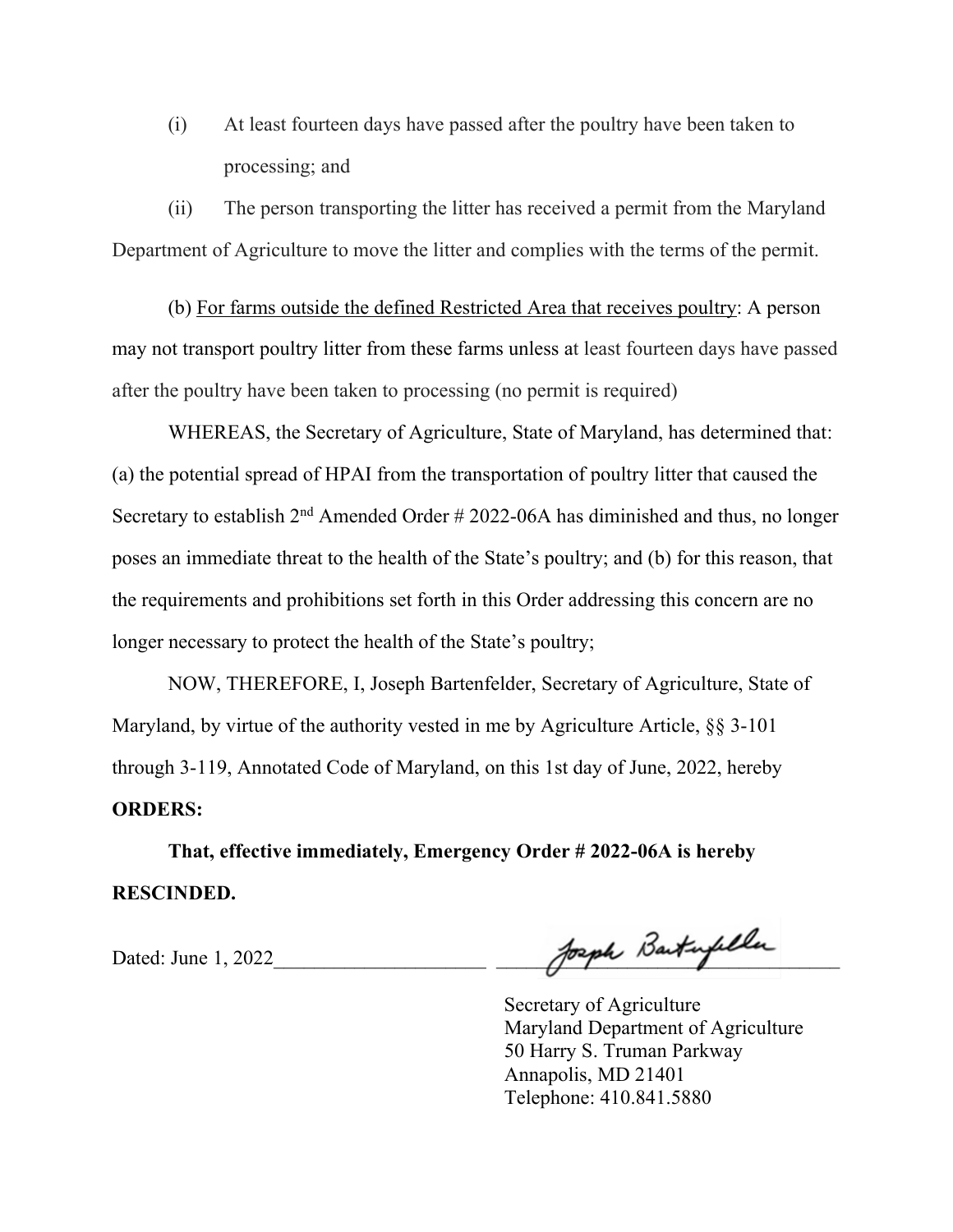(i) At least fourteen days have passed after the poultry have been taken to processing; and

(ii) The person transporting the litter has received a permit from the Maryland Department of Agriculture to move the litter and complies with the terms of the permit.

(b) <u>For farms outside the defined Restricted Area that receives poultry</u>: A person may not transport poultry litter from these farms unless at least fourteen days have passed after the poultry have been taken to processing (no permit is required)

WHEREAS, the Secretary of Agriculture, State of Maryland, has determined that: (a) the potential spread of HPAI from the transportation of poultry litter that caused the Secretary to establish 2nd Amended Order # 2022-06A has diminished and thus, no longer poses an immediate threat to the health of the State's poultry; and (b) for this reason, that the requirements and prohibitions set forth in this Order addressing this concern are no longer necessary to protect the health of the State's poultry;

NOW, THEREFORE, I, Joseph Bartenfelder, Secretary of Agriculture, State of Maryland, by virtue of the authority vested in me by Agriculture Article, §§ 3-101 through 3-119, Annotated Code of Maryland, on this 1st day of June, 2022, hereby

**ORDERS:**

**That, effective immediately, Emergency Order # 2022-06A is hereby RESCINDED.**

Dated: June 1, 2022____________________ Joseph Bartenfelder

Secretary of Agriculture
Maryland Department of Agriculture
50 Harry S. Truman Parkway
Annapolis, MD 21401
Telephone: 410.841.5880